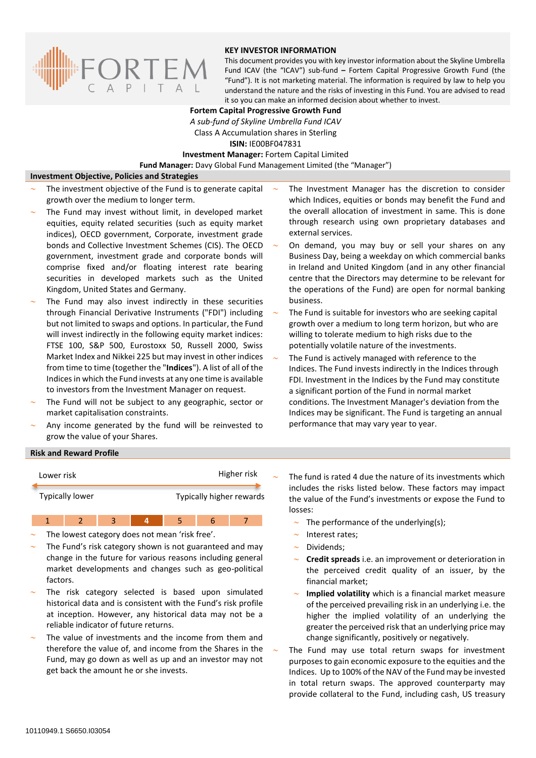**KEY INVESTOR INFORMATION**

This document provides you with key investor information about the Skyline Umbrella Fund ICAV (the "ICAV") sub-fund – Fortem Capital Progressive Growth Fund (the "Fund"). It is not marketing material. The information is required by law to help you understand the nature and the risks of investing in this Fund. You are advised to read it so you can make an informed decision about whether to invest.

**Fortem Capital Progressive Growth Fund**

*A sub-fund of Skyline Umbrella Fund ICAV*

Class A Accumulation shares in Sterling

**ISIN:** IE00BF047831

**Investment Manager:** Fortem Capital Limited

**Fund Manager:** Davy Global Fund Management Limited (the "Manager")

## Investment Objective, Policies and Strategies

- The investment objective of the Fund is to generate capital growth over the medium to longer term.
- The Fund may invest without limit, in developed market equities, equity related securities (such as equity market indices), OECD government, Corporate, investment grade bonds and Collective Investment Schemes (CIS). The OECD government, investment grade and corporate bonds will comprise fixed and/or floating interest rate bearing securities in developed markets such as the United Kingdom, United States and Germany.
- The Fund may also invest indirectly in these securities through Financial Derivative Instruments ("FDI") including but not limited to swaps and options. In particular, the Fund will invest indirectly in the following equity market indices: FTSE 100, S&P 500, Eurostoxx 50, Russell 2000, Swiss Market Index and Nikkei 225 but may invest in other indices from time to time (together the "**Indices**"). A list of all of the Indices in which the Fund invests at any one time is available to investors from the Investment Manager on request.
- The Fund will not be subject to any geographic, sector or market capitalisation constraints.
- Any income generated by the fund will be reinvested to grow the value of your Shares.
- The Investment Manager has the discretion to consider which Indices, equities or bonds may benefit the Fund and the overall allocation of investment in same. This is done through research using own proprietary databases and external services.
- On demand, you may buy or sell your shares on any Business Day, being a weekday on which commercial banks in Ireland and United Kingdom (and in any other financial centre that the Directors may determine to be relevant for the operations of the Fund) are open for normal banking business.
- The Fund is suitable for investors who are seeking capital growth over a medium to long term horizon, but who are willing to tolerate medium to high risks due to the potentially volatile nature of the investments.
- The Fund is actively managed with reference to the Indices. The Fund invests indirectly in the Indices through FDI. Investment in the Indices by the Fund may constitute a significant portion of the Fund in normal market conditions. The Investment Manager's deviation from the Indices may be significant. The Fund is targeting an annual performance that may vary year to year.

## Risk and Reward Profile

| Lower risk | | | | | | Higher risk |
|---|---|---|---|---|---|---|
| Typically lower | | | | | | Typically higher rewards |
| 1 | 2 | 3 | **4** | 5 | 6 | 7 |

- The lowest category does not mean 'risk free'.
- The Fund's risk category shown is not guaranteed and may change in the future for various reasons including general market developments and changes such as geo-political factors.
- The risk category selected is based upon simulated historical data and is consistent with the Fund's risk profile at inception. However, any historical data may not be a reliable indicator of future returns.
- The value of investments and the income from them and therefore the value of, and income from the Shares in the Fund, may go down as well as up and an investor may not get back the amount he or she invests.
- The fund is rated 4 due the nature of its investments which includes the risks listed below. These factors may impact the value of the Fund's investments or expose the Fund to losses:
  - The performance of the underlying(s);
  - Interest rates;
  - Dividends;
  - **Credit spreads** i.e. an improvement or deterioration in the perceived credit quality of an issuer, by the financial market;
  - **Implied volatility** which is a financial market measure of the perceived prevailing risk in an underlying i.e. the higher the implied volatility of an underlying the greater the perceived risk that an underlying price may change significantly, positively or negatively.
- The Fund may use total return swaps for investment purposes to gain economic exposure to the equities and the Indices. Up to 100% of the NAV of the Fund may be invested in total return swaps. The approved counterparty may provide collateral to the Fund, including cash, US treasury

10110949.1 S6650.I03054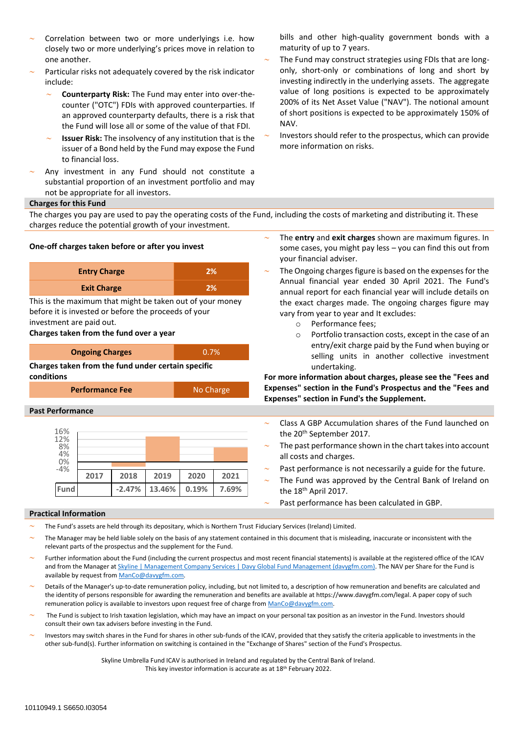- Correlation between two or more underlyings i.e. how closely two or more underlying's prices move in relation to one another.
- Particular risks not adequately covered by the risk indicator include:
  - **Counterparty Risk:** The Fund may enter into over-the-counter ("OTC") FDIs with approved counterparties. If an approved counterparty defaults, there is a risk that the Fund will lose all or some of the value of that FDI.
  - **Issuer Risk:** The insolvency of any institution that is the issuer of a Bond held by the Fund may expose the Fund to financial loss.
- Any investment in any Fund should not constitute a substantial proportion of an investment portfolio and may not be appropriate for all investors.

bills and other high-quality government bonds with a maturity of up to 7 years.

- The Fund may construct strategies using FDIs that are long-only, short-only or combinations of long and short by investing indirectly in the underlying assets. The aggregate value of long positions is expected to be approximately 200% of its Net Asset Value ("NAV"). The notional amount of short positions is expected to be approximately 150% of NAV.
- Investors should refer to the prospectus, which can provide more information on risks.

## Charges for this Fund

The charges you pay are used to pay the operating costs of the Fund, including the costs of marketing and distributing it. These charges reduce the potential growth of your investment.

**One-off charges taken before or after you invest**

| | |
|---|---|
| **Entry Charge** | **2%** |
| **Exit Charge** | **2%** |

This is the maximum that might be taken out of your money before it is invested or before the proceeds of your investment are paid out.

**Charges taken from the fund over a year**

| | |
|---|---|
| **Ongoing Charges** | 0.7% |

**Charges taken from the fund under certain specific conditions**

| | |
|---|---|
| **Performance Fee** | No Charge |

- The **entry** and **exit charges** shown are maximum figures. In some cases, you might pay less – you can find this out from your financial adviser.
- The Ongoing charges figure is based on the expenses for the Annual financial year ended 30 April 2021. The Fund's annual report for each financial year will include details on the exact charges made. The ongoing charges figure may vary from year to year and It excludes:
  - Performance fees;
  - Portfolio transaction costs, except in the case of an entry/exit charge paid by the Fund when buying or selling units in another collective investment undertaking.

**For more information about charges, please see the "Fees and Expenses" section in the Fund's Prospectus and the "Fees and Expenses" section in Fund's the Supplement.**

## Past Performance

16%
12%
8%
4%
0%
-4%

| | 2017 | 2018 | 2019 | 2020 | 2021 |
|---|---|---|---|---|---|
| Fund | | -2.47% | 13.46% | 0.19% | 7.69% |

- Class A GBP Accumulation shares of the Fund launched on the 20th September 2017.
- The past performance shown in the chart takes into account all costs and charges.
- Past performance is not necessarily a guide for the future.
- The Fund was approved by the Central Bank of Ireland on the 18th April 2017.
- Past performance has been calculated in GBP.

## Practical Information

- The Fund's assets are held through its depositary, which is Northern Trust Fiduciary Services (Ireland) Limited.
- The Manager may be held liable solely on the basis of any statement contained in this document that is misleading, inaccurate or inconsistent with the relevant parts of the prospectus and the supplement for the Fund.
- Further information about the Fund (including the current prospectus and most recent financial statements) is available at the registered office of the ICAV and from the Manager at Skyline | Management Company Services | Davy Global Fund Management (davygfm.com). The NAV per Share for the Fund is available by request from ManCo@davygfm.com.
- Details of the Manager's up-to-date remuneration policy, including, but not limited to, a description of how remuneration and benefits are calculated and the identity of persons responsible for awarding the remuneration and benefits are available at https://www.davygfm.com/legal. A paper copy of such remuneration policy is available to investors upon request free of charge from ManCo@davygfm.com.
- The Fund is subject to Irish taxation legislation, which may have an impact on your personal tax position as an investor in the Fund. Investors should consult their own tax advisers before investing in the Fund.
- Investors may switch shares in the Fund for shares in other sub-funds of the ICAV, provided that they satisfy the criteria applicable to investments in the other sub-fund(s). Further information on switching is contained in the "Exchange of Shares" section of the Fund's Prospectus.

Skyline Umbrella Fund ICAV is authorised in Ireland and regulated by the Central Bank of Ireland.
This key investor information is accurate as at 18th February 2022.

10110949.1 S6650.I03054